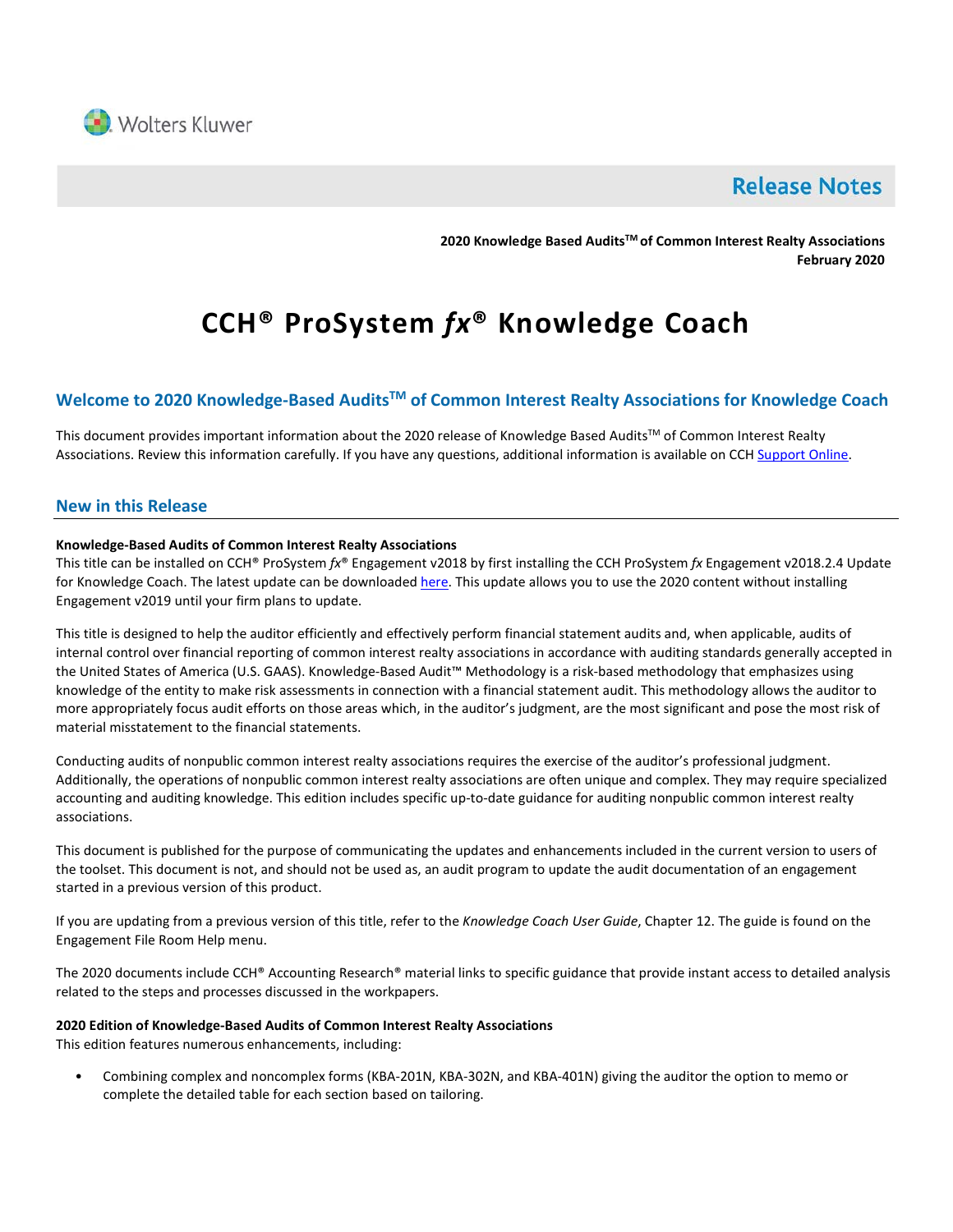Wolters Kluwer

**Release Notes**

**2020 Knowledge Based Audits™ of Common Interest Realty Associations**
**February 2020**

# CCH® ProSystem *fx*® Knowledge Coach

## Welcome to 2020 Knowledge-Based Audits™ of Common Interest Realty Associations for Knowledge Coach

This document provides important information about the 2020 release of Knowledge Based Audits™ of Common Interest Realty Associations. Review this information carefully. If you have any questions, additional information is available on CCH Support Online.

## New in this Release

**Knowledge-Based Audits of Common Interest Realty Associations**

This title can be installed on CCH® ProSystem *fx*® Engagement v2018 by first installing the CCH ProSystem *fx* Engagement v2018.2.4 Update for Knowledge Coach. The latest update can be downloaded here. This update allows you to use the 2020 content without installing Engagement v2019 until your firm plans to update.

This title is designed to help the auditor efficiently and effectively perform financial statement audits and, when applicable, audits of internal control over financial reporting of common interest realty associations in accordance with auditing standards generally accepted in the United States of America (U.S. GAAS). Knowledge-Based Audit™ Methodology is a risk-based methodology that emphasizes using knowledge of the entity to make risk assessments in connection with a financial statement audit. This methodology allows the auditor to more appropriately focus audit efforts on those areas which, in the auditor's judgment, are the most significant and pose the most risk of material misstatement to the financial statements.

Conducting audits of nonpublic common interest realty associations requires the exercise of the auditor's professional judgment. Additionally, the operations of nonpublic common interest realty associations are often unique and complex. They may require specialized accounting and auditing knowledge. This edition includes specific up-to-date guidance for auditing nonpublic common interest realty associations.

This document is published for the purpose of communicating the updates and enhancements included in the current version to users of the toolset. This document is not, and should not be used as, an audit program to update the audit documentation of an engagement started in a previous version of this product.

If you are updating from a previous version of this title, refer to the *Knowledge Coach User Guide*, Chapter 12. The guide is found on the Engagement File Room Help menu.

The 2020 documents include CCH® Accounting Research® material links to specific guidance that provide instant access to detailed analysis related to the steps and processes discussed in the workpapers.

**2020 Edition of Knowledge-Based Audits of Common Interest Realty Associations**

This edition features numerous enhancements, including:

- Combining complex and noncomplex forms (KBA-201N, KBA-302N, and KBA-401N) giving the auditor the option to memo or complete the detailed table for each section based on tailoring.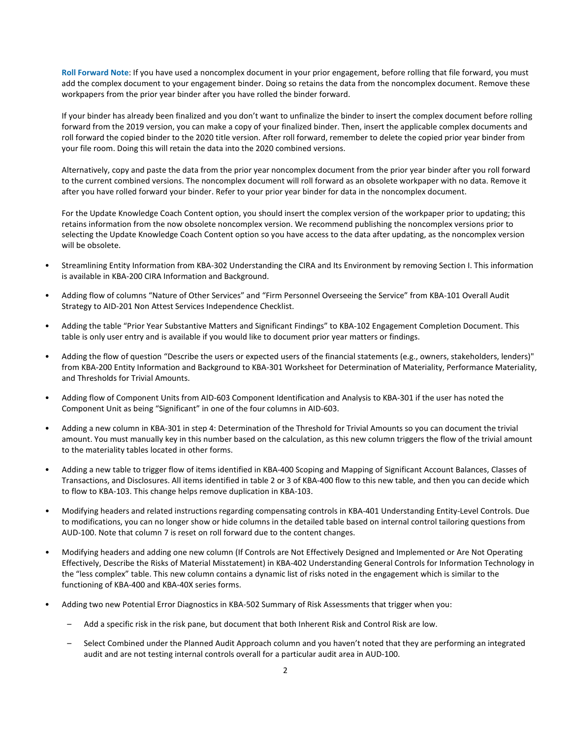**Roll Forward Note**: If you have used a noncomplex document in your prior engagement, before rolling that file forward, you must add the complex document to your engagement binder. Doing so retains the data from the noncomplex document. Remove these workpapers from the prior year binder after you have rolled the binder forward.

If your binder has already been finalized and you don't want to unfinalize the binder to insert the complex document before rolling forward from the 2019 version, you can make a copy of your finalized binder. Then, insert the applicable complex documents and roll forward the copied binder to the 2020 title version. After roll forward, remember to delete the copied prior year binder from your file room. Doing this will retain the data into the 2020 combined versions.

Alternatively, copy and paste the data from the prior year noncomplex document from the prior year binder after you roll forward to the current combined versions. The noncomplex document will roll forward as an obsolete workpaper with no data. Remove it after you have rolled forward your binder. Refer to your prior year binder for data in the noncomplex document.

For the Update Knowledge Coach Content option, you should insert the complex version of the workpaper prior to updating; this retains information from the now obsolete noncomplex version. We recommend publishing the noncomplex versions prior to selecting the Update Knowledge Coach Content option so you have access to the data after updating, as the noncomplex version will be obsolete.

- Streamlining Entity Information from KBA-302 Understanding the CIRA and Its Environment by removing Section I. This information is available in KBA-200 CIRA Information and Background.
- Adding flow of columns "Nature of Other Services" and "Firm Personnel Overseeing the Service" from KBA-101 Overall Audit Strategy to AID-201 Non Attest Services Independence Checklist.
- Adding the table "Prior Year Substantive Matters and Significant Findings" to KBA-102 Engagement Completion Document. This table is only user entry and is available if you would like to document prior year matters or findings.
- Adding the flow of question "Describe the users or expected users of the financial statements (e.g., owners, stakeholders, lenders)" from KBA-200 Entity Information and Background to KBA-301 Worksheet for Determination of Materiality, Performance Materiality, and Thresholds for Trivial Amounts.
- Adding flow of Component Units from AID-603 Component Identification and Analysis to KBA-301 if the user has noted the Component Unit as being "Significant" in one of the four columns in AID-603.
- Adding a new column in KBA-301 in step 4: Determination of the Threshold for Trivial Amounts so you can document the trivial amount. You must manually key in this number based on the calculation, as this new column triggers the flow of the trivial amount to the materiality tables located in other forms.
- Adding a new table to trigger flow of items identified in KBA-400 Scoping and Mapping of Significant Account Balances, Classes of Transactions, and Disclosures. All items identified in table 2 or 3 of KBA-400 flow to this new table, and then you can decide which to flow to KBA-103. This change helps remove duplication in KBA-103.
- Modifying headers and related instructions regarding compensating controls in KBA-401 Understanding Entity-Level Controls. Due to modifications, you can no longer show or hide columns in the detailed table based on internal control tailoring questions from AUD-100. Note that column 7 is reset on roll forward due to the content changes.
- Modifying headers and adding one new column (If Controls are Not Effectively Designed and Implemented or Are Not Operating Effectively, Describe the Risks of Material Misstatement) in KBA-402 Understanding General Controls for Information Technology in the "less complex" table. This new column contains a dynamic list of risks noted in the engagement which is similar to the functioning of KBA-400 and KBA-40X series forms.
- Adding two new Potential Error Diagnostics in KBA-502 Summary of Risk Assessments that trigger when you:
  - Add a specific risk in the risk pane, but document that both Inherent Risk and Control Risk are low.
  - Select Combined under the Planned Audit Approach column and you haven't noted that they are performing an integrated audit and are not testing internal controls overall for a particular audit area in AUD-100.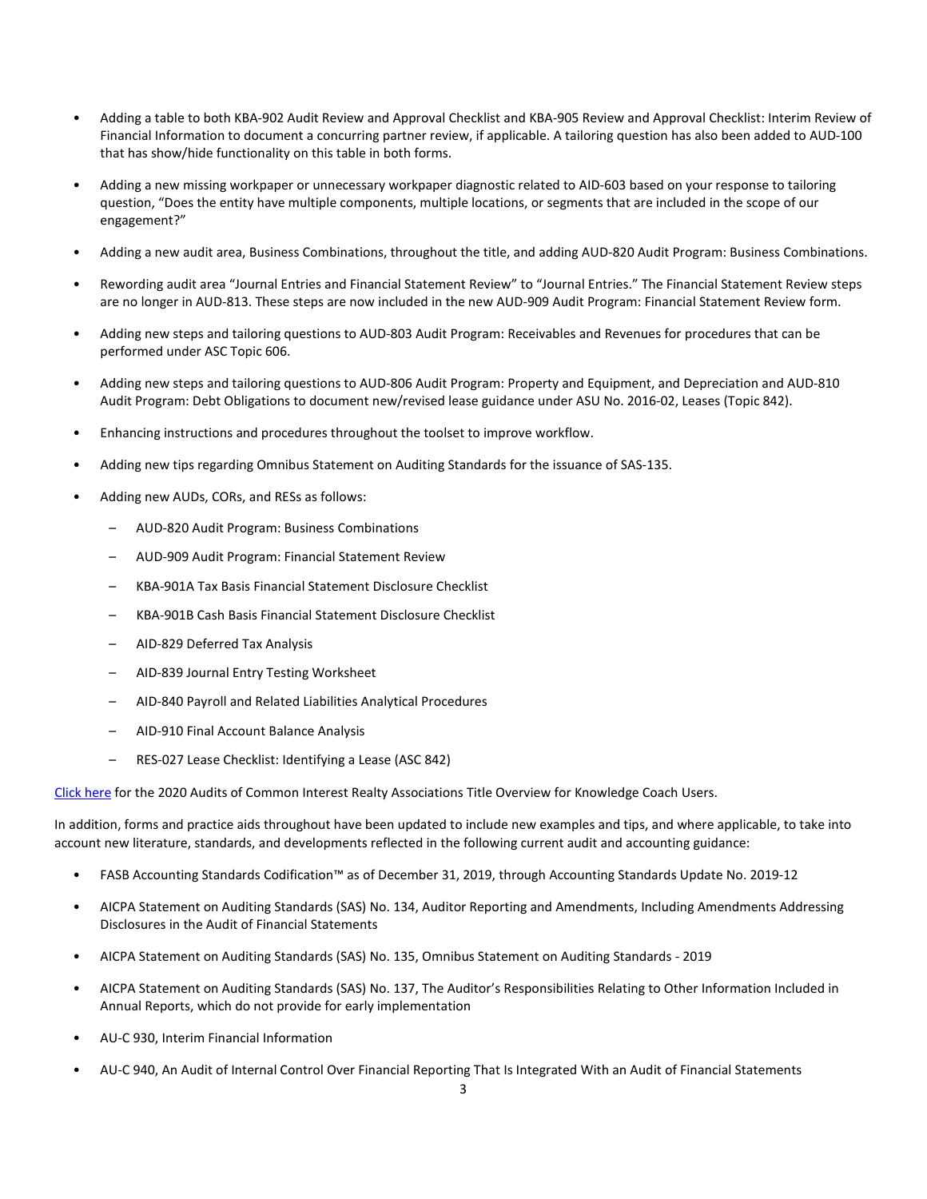- Adding a table to both KBA-902 Audit Review and Approval Checklist and KBA-905 Review and Approval Checklist: Interim Review of Financial Information to document a concurring partner review, if applicable. A tailoring question has also been added to AUD-100 that has show/hide functionality on this table in both forms.

- Adding a new missing workpaper or unnecessary workpaper diagnostic related to AID-603 based on your response to tailoring question, "Does the entity have multiple components, multiple locations, or segments that are included in the scope of our engagement?"

- Adding a new audit area, Business Combinations, throughout the title, and adding AUD-820 Audit Program: Business Combinations.

- Rewording audit area "Journal Entries and Financial Statement Review" to "Journal Entries." The Financial Statement Review steps are no longer in AUD-813. These steps are now included in the new AUD-909 Audit Program: Financial Statement Review form.

- Adding new steps and tailoring questions to AUD-803 Audit Program: Receivables and Revenues for procedures that can be performed under ASC Topic 606.

- Adding new steps and tailoring questions to AUD-806 Audit Program: Property and Equipment, and Depreciation and AUD-810 Audit Program: Debt Obligations to document new/revised lease guidance under ASU No. 2016-02, Leases (Topic 842).

- Enhancing instructions and procedures throughout the toolset to improve workflow.

- Adding new tips regarding Omnibus Statement on Auditing Standards for the issuance of SAS-135.

- Adding new AUDs, CORs, and RESs as follows:
  - AUD-820 Audit Program: Business Combinations
  - AUD-909 Audit Program: Financial Statement Review
  - KBA-901A Tax Basis Financial Statement Disclosure Checklist
  - KBA-901B Cash Basis Financial Statement Disclosure Checklist
  - AID-829 Deferred Tax Analysis
  - AID-839 Journal Entry Testing Worksheet
  - AID-840 Payroll and Related Liabilities Analytical Procedures
  - AID-910 Final Account Balance Analysis
  - RES-027 Lease Checklist: Identifying a Lease (ASC 842)

Click here for the 2020 Audits of Common Interest Realty Associations Title Overview for Knowledge Coach Users.

In addition, forms and practice aids throughout have been updated to include new examples and tips, and where applicable, to take into account new literature, standards, and developments reflected in the following current audit and accounting guidance:

- FASB Accounting Standards Codification™ as of December 31, 2019, through Accounting Standards Update No. 2019-12

- AICPA Statement on Auditing Standards (SAS) No. 134, Auditor Reporting and Amendments, Including Amendments Addressing Disclosures in the Audit of Financial Statements

- AICPA Statement on Auditing Standards (SAS) No. 135, Omnibus Statement on Auditing Standards - 2019

- AICPA Statement on Auditing Standards (SAS) No. 137, The Auditor's Responsibilities Relating to Other Information Included in Annual Reports, which do not provide for early implementation

- AU-C 930, Interim Financial Information

- AU-C 940, An Audit of Internal Control Over Financial Reporting That Is Integrated With an Audit of Financial Statements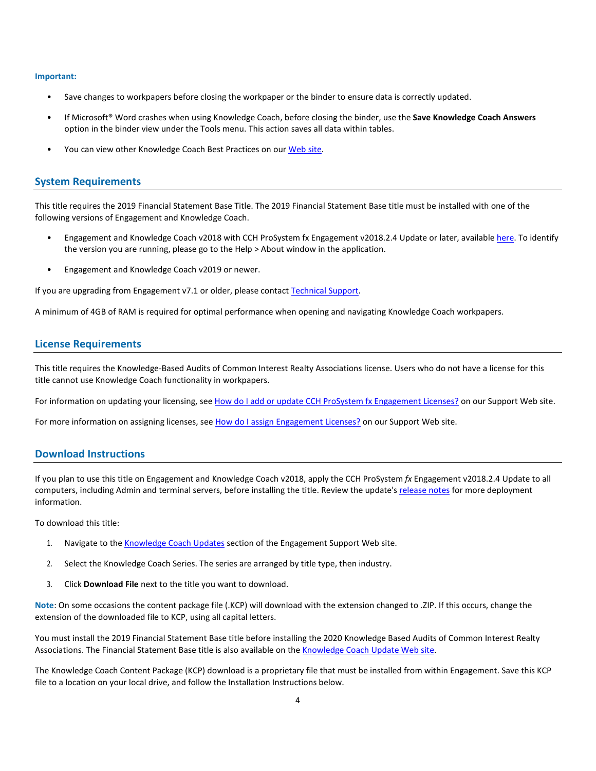**Important:**

- Save changes to workpapers before closing the workpaper or the binder to ensure data is correctly updated.
- If Microsoft® Word crashes when using Knowledge Coach, before closing the binder, use the **Save Knowledge Coach Answers** option in the binder view under the Tools menu. This action saves all data within tables.
- You can view other Knowledge Coach Best Practices on our Web site.

## System Requirements

This title requires the 2019 Financial Statement Base Title. The 2019 Financial Statement Base title must be installed with one of the following versions of Engagement and Knowledge Coach.

- Engagement and Knowledge Coach v2018 with CCH ProSystem fx Engagement v2018.2.4 Update or later, available here. To identify the version you are running, please go to the Help > About window in the application.
- Engagement and Knowledge Coach v2019 or newer.

If you are upgrading from Engagement v7.1 or older, please contact Technical Support.

A minimum of 4GB of RAM is required for optimal performance when opening and navigating Knowledge Coach workpapers.

## License Requirements

This title requires the Knowledge-Based Audits of Common Interest Realty Associations license. Users who do not have a license for this title cannot use Knowledge Coach functionality in workpapers.

For information on updating your licensing, see How do I add or update CCH ProSystem fx Engagement Licenses? on our Support Web site.

For more information on assigning licenses, see How do I assign Engagement Licenses? on our Support Web site.

## Download Instructions

If you plan to use this title on Engagement and Knowledge Coach v2018, apply the CCH ProSystem *fx* Engagement v2018.2.4 Update to all computers, including Admin and terminal servers, before installing the title. Review the update's release notes for more deployment information.

To download this title:

1. Navigate to the Knowledge Coach Updates section of the Engagement Support Web site.
2. Select the Knowledge Coach Series. The series are arranged by title type, then industry.
3. Click **Download File** next to the title you want to download.

**Note**: On some occasions the content package file (.KCP) will download with the extension changed to .ZIP. If this occurs, change the extension of the downloaded file to KCP, using all capital letters.

You must install the 2019 Financial Statement Base title before installing the 2020 Knowledge Based Audits of Common Interest Realty Associations. The Financial Statement Base title is also available on the Knowledge Coach Update Web site.

The Knowledge Coach Content Package (KCP) download is a proprietary file that must be installed from within Engagement. Save this KCP file to a location on your local drive, and follow the Installation Instructions below.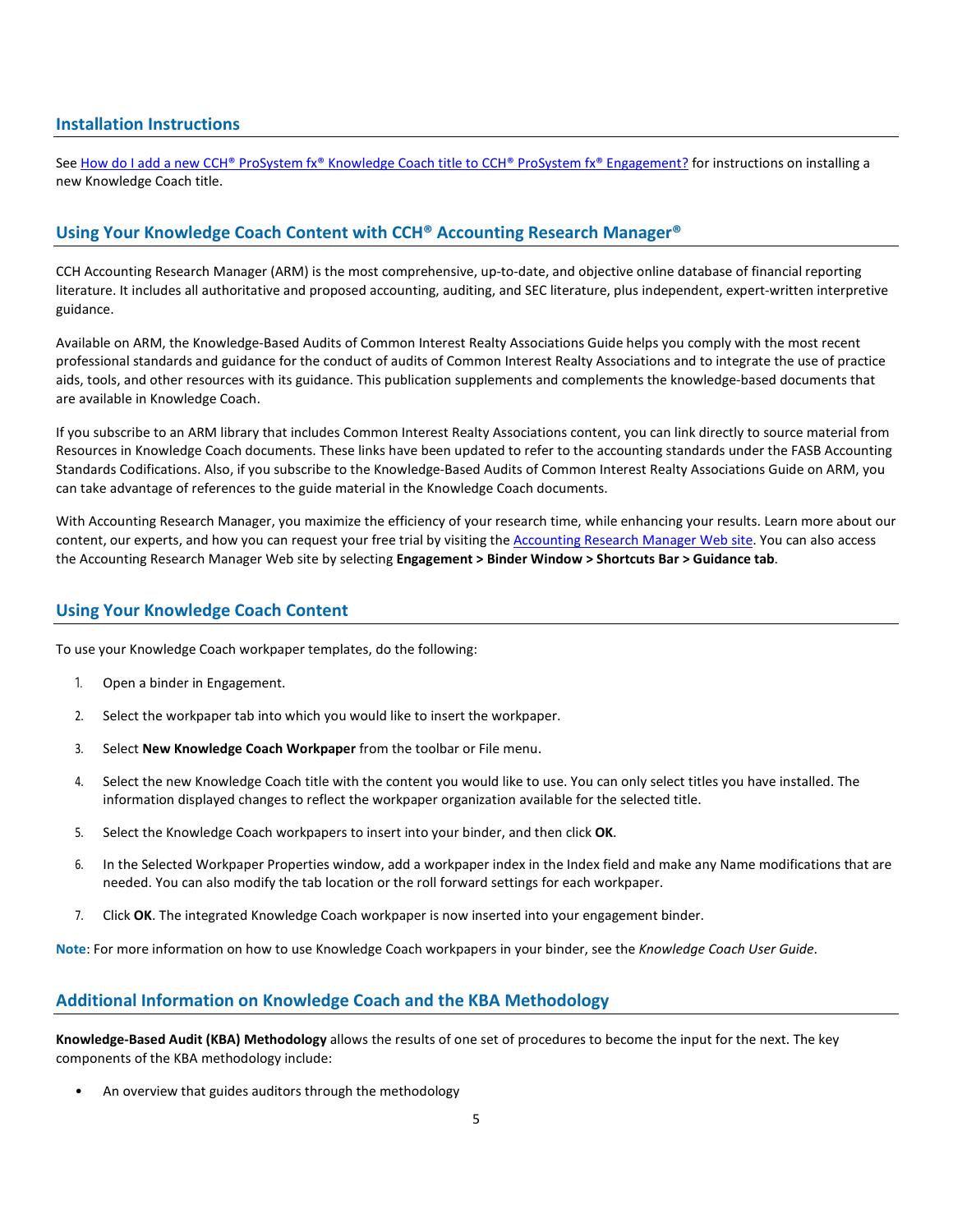## Installation Instructions

See [How do I add a new CCH® ProSystem fx® Knowledge Coach title to CCH® ProSystem fx® Engagement?]() for instructions on installing a new Knowledge Coach title.

## Using Your Knowledge Coach Content with CCH® Accounting Research Manager®

CCH Accounting Research Manager (ARM) is the most comprehensive, up-to-date, and objective online database of financial reporting literature. It includes all authoritative and proposed accounting, auditing, and SEC literature, plus independent, expert-written interpretive guidance.

Available on ARM, the Knowledge-Based Audits of Common Interest Realty Associations Guide helps you comply with the most recent professional standards and guidance for the conduct of audits of Common Interest Realty Associations and to integrate the use of practice aids, tools, and other resources with its guidance. This publication supplements and complements the knowledge-based documents that are available in Knowledge Coach.

If you subscribe to an ARM library that includes Common Interest Realty Associations content, you can link directly to source material from Resources in Knowledge Coach documents. These links have been updated to refer to the accounting standards under the FASB Accounting Standards Codifications. Also, if you subscribe to the Knowledge-Based Audits of Common Interest Realty Associations Guide on ARM, you can take advantage of references to the guide material in the Knowledge Coach documents.

With Accounting Research Manager, you maximize the efficiency of your research time, while enhancing your results. Learn more about our content, our experts, and how you can request your free trial by visiting the [Accounting Research Manager Web site](). You can also access the Accounting Research Manager Web site by selecting **Engagement > Binder Window > Shortcuts Bar > Guidance tab**.

## Using Your Knowledge Coach Content

To use your Knowledge Coach workpaper templates, do the following:

1. Open a binder in Engagement.
2. Select the workpaper tab into which you would like to insert the workpaper.
3. Select **New Knowledge Coach Workpaper** from the toolbar or File menu.
4. Select the new Knowledge Coach title with the content you would like to use. You can only select titles you have installed. The information displayed changes to reflect the workpaper organization available for the selected title.
5. Select the Knowledge Coach workpapers to insert into your binder, and then click **OK**.
6. In the Selected Workpaper Properties window, add a workpaper index in the Index field and make any Name modifications that are needed. You can also modify the tab location or the roll forward settings for each workpaper.
7. Click **OK**. The integrated Knowledge Coach workpaper is now inserted into your engagement binder.

**Note**: For more information on how to use Knowledge Coach workpapers in your binder, see the *Knowledge Coach User Guide*.

## Additional Information on Knowledge Coach and the KBA Methodology

**Knowledge-Based Audit (KBA) Methodology** allows the results of one set of procedures to become the input for the next. The key components of the KBA methodology include:

- An overview that guides auditors through the methodology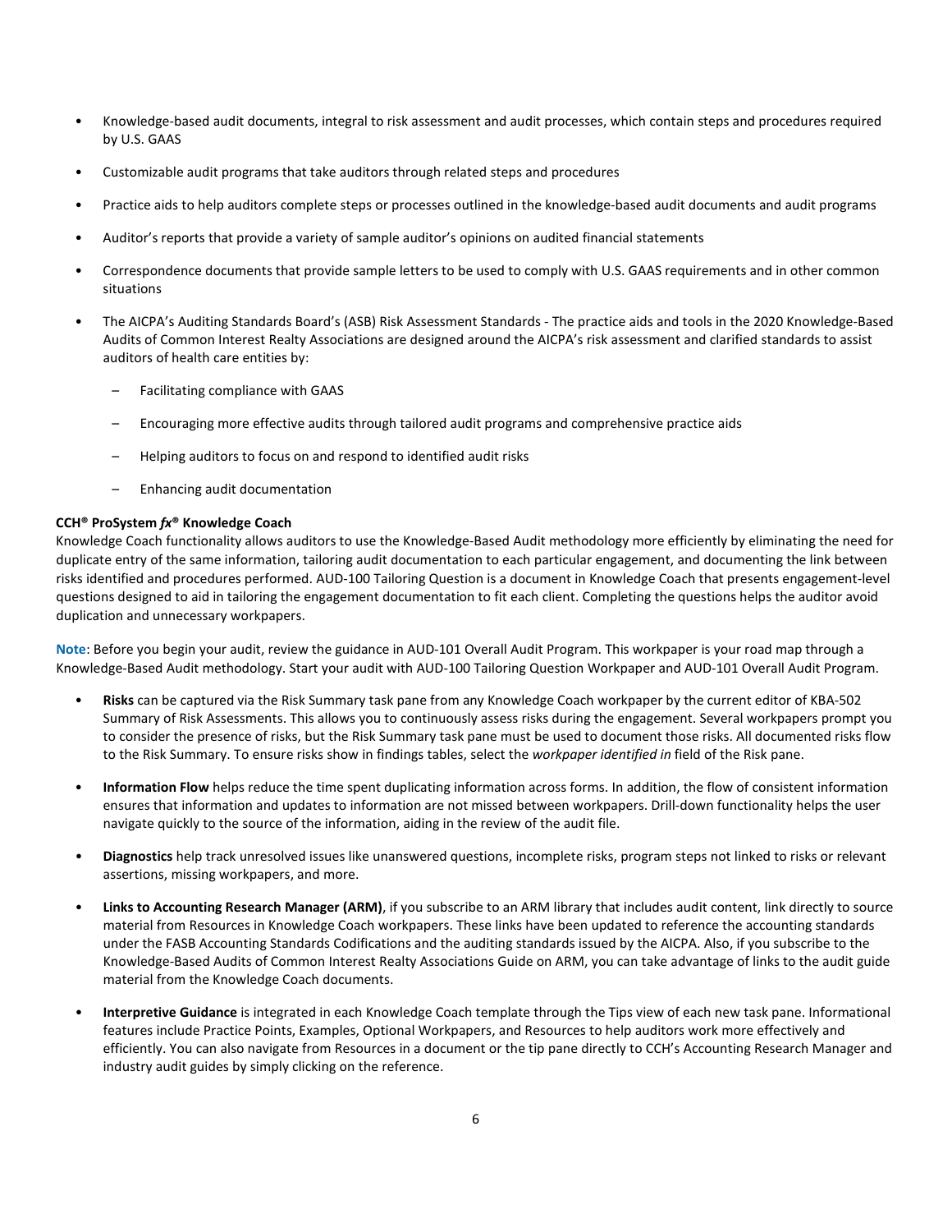- Knowledge-based audit documents, integral to risk assessment and audit processes, which contain steps and procedures required by U.S. GAAS
- Customizable audit programs that take auditors through related steps and procedures
- Practice aids to help auditors complete steps or processes outlined in the knowledge-based audit documents and audit programs
- Auditor's reports that provide a variety of sample auditor's opinions on audited financial statements
- Correspondence documents that provide sample letters to be used to comply with U.S. GAAS requirements and in other common situations
- The AICPA's Auditing Standards Board's (ASB) Risk Assessment Standards - The practice aids and tools in the 2020 Knowledge-Based Audits of Common Interest Realty Associations are designed around the AICPA's risk assessment and clarified standards to assist auditors of health care entities by:
  - Facilitating compliance with GAAS
  - Encouraging more effective audits through tailored audit programs and comprehensive practice aids
  - Helping auditors to focus on and respond to identified audit risks
  - Enhancing audit documentation

**CCH® ProSystem *fx*® Knowledge Coach**

Knowledge Coach functionality allows auditors to use the Knowledge-Based Audit methodology more efficiently by eliminating the need for duplicate entry of the same information, tailoring audit documentation to each particular engagement, and documenting the link between risks identified and procedures performed. AUD-100 Tailoring Question is a document in Knowledge Coach that presents engagement-level questions designed to aid in tailoring the engagement documentation to fit each client. Completing the questions helps the auditor avoid duplication and unnecessary workpapers.

**Note**: Before you begin your audit, review the guidance in AUD-101 Overall Audit Program. This workpaper is your road map through a Knowledge-Based Audit methodology. Start your audit with AUD-100 Tailoring Question Workpaper and AUD-101 Overall Audit Program.

- **Risks** can be captured via the Risk Summary task pane from any Knowledge Coach workpaper by the current editor of KBA-502 Summary of Risk Assessments. This allows you to continuously assess risks during the engagement. Several workpapers prompt you to consider the presence of risks, but the Risk Summary task pane must be used to document those risks. All documented risks flow to the Risk Summary. To ensure risks show in findings tables, select the *workpaper identified in* field of the Risk pane.
- **Information Flow** helps reduce the time spent duplicating information across forms. In addition, the flow of consistent information ensures that information and updates to information are not missed between workpapers. Drill-down functionality helps the user navigate quickly to the source of the information, aiding in the review of the audit file.
- **Diagnostics** help track unresolved issues like unanswered questions, incomplete risks, program steps not linked to risks or relevant assertions, missing workpapers, and more.
- **Links to Accounting Research Manager (ARM)**, if you subscribe to an ARM library that includes audit content, link directly to source material from Resources in Knowledge Coach workpapers. These links have been updated to reference the accounting standards under the FASB Accounting Standards Codifications and the auditing standards issued by the AICPA. Also, if you subscribe to the Knowledge-Based Audits of Common Interest Realty Associations Guide on ARM, you can take advantage of links to the audit guide material from the Knowledge Coach documents.
- **Interpretive Guidance** is integrated in each Knowledge Coach template through the Tips view of each new task pane. Informational features include Practice Points, Examples, Optional Workpapers, and Resources to help auditors work more effectively and efficiently. You can also navigate from Resources in a document or the tip pane directly to CCH's Accounting Research Manager and industry audit guides by simply clicking on the reference.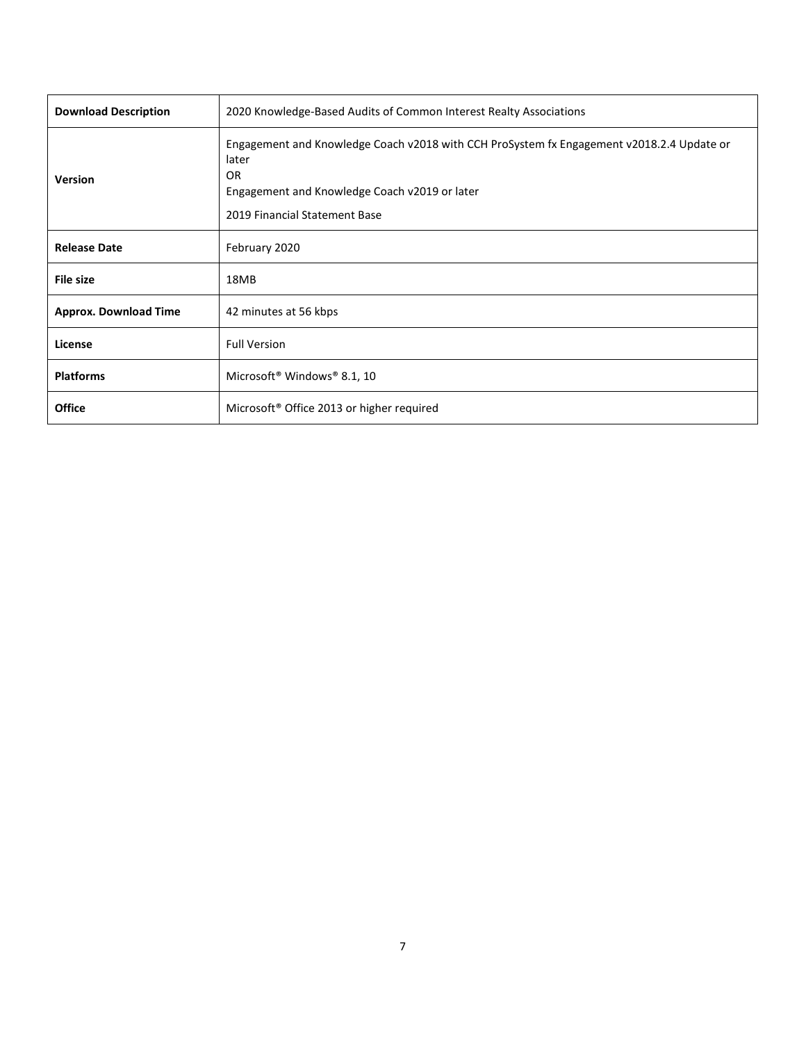| | |
|---|---|
| **Download Description** | 2020 Knowledge-Based Audits of Common Interest Realty Associations |
| **Version** | Engagement and Knowledge Coach v2018 with CCH ProSystem fx Engagement v2018.2.4 Update or later<br>OR<br>Engagement and Knowledge Coach v2019 or later<br><br>2019 Financial Statement Base |
| **Release Date** | February 2020 |
| **File size** | 18MB |
| **Approx. Download Time** | 42 minutes at 56 kbps |
| **License** | Full Version |
| **Platforms** | Microsoft® Windows® 8.1, 10 |
| **Office** | Microsoft® Office 2013 or higher required |